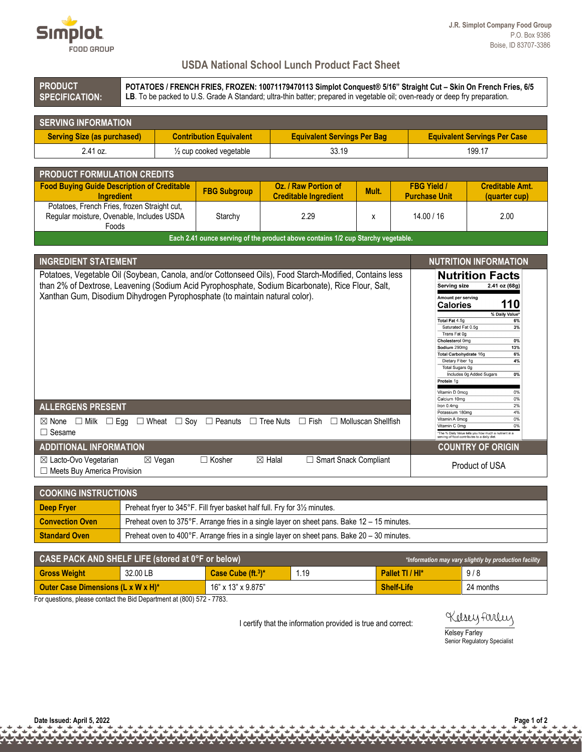J.R. Simplot Company Food Group
P.O. Box 9386
Boise, ID 83707-3386

# USDA National School Lunch Product Fact Sheet

| PRODUCT SPECIFICATION: | **POTATOES / FRENCH FRIES, FROZEN: 10071179470113 Simplot Conquest® 5/16" Straight Cut – Skin On French Fries, 6/5 LB**. To be packed to U.S. Grade A Standard; ultra-thin batter; prepared in vegetable oil; oven-ready or deep fry preparation. |
|---|---|

## SERVING INFORMATION

| Serving Size (as purchased) | Contribution Equivalent | Equivalent Servings Per Bag | Equivalent Servings Per Case |
|---|---|---|---|
| 2.41 oz. | ½ cup cooked vegetable | 33.19 | 199.17 |

## PRODUCT FORMULATION CREDITS

| Food Buying Guide Description of Creditable Ingredient | FBG Subgroup | Oz. / Raw Portion of Creditable Ingredient | Mult. | FBG Yield / Purchase Unit | Creditable Amt. (quarter cup) |
|---|---|---|---|---|---|
| Potatoes, French Fries, frozen Straight cut, Regular moisture, Ovenable, Includes USDA Foods | Starchy | 2.29 | x | 14.00 / 16 | 2.00 |

**Each 2.41 ounce serving of the product above contains 1/2 cup Starchy vegetable.**

## INGREDIENT STATEMENT

Potatoes, Vegetable Oil (Soybean, Canola, and/or Cottonseed Oils), Food Starch-Modified, Contains less than 2% of Dextrose, Leavening (Sodium Acid Pyrophosphate, Sodium Bicarbonate), Rice Flour, Salt, Xanthan Gum, Disodium Dihydrogen Pyrophosphate (to maintain natural color).

## NUTRITION INFORMATION

**Nutrition Facts**

Serving size 2.41 oz (68g)

Amount per serving
**Calories 110**

| | % Daily Value* |
|---|---|
| Total Fat 4.5g | 6% |
| Saturated Fat 0.5g | 3% |
| Trans Fat 0g | |
| Cholesterol 0mg | 0% |
| Sodium 290mg | 13% |
| Total Carbohydrate 16g | 6% |
| Dietary Fiber 1g | 4% |
| Total Sugars 0g | |
| Includes 0g Added Sugars | 0% |
| Protein 1g | |
| Vitamin D 0mcg | 0% |
| Calcium 10mg | 0% |
| Iron 0.4mg | 2% |
| Potassium 180mg | 4% |
| Vitamin A 0mcg | 0% |
| Vitamin C 0mg | 0% |

*The % Daily Value tells you how much a nutrient in a serving of food contributes to a daily diet.

## ALLERGENS PRESENT

☒ None ☐ Milk ☐ Egg ☐ Wheat ☐ Soy ☐ Peanuts ☐ Tree Nuts ☐ Fish ☐ Molluscan Shellfish ☐ Sesame

## ADDITIONAL INFORMATION

☒ Lacto-Ovo Vegetarian ☒ Vegan ☐ Kosher ☒ Halal ☐ Smart Snack Compliant ☐ Meets Buy America Provision

## COUNTRY OF ORIGIN

Product of USA

## COOKING INSTRUCTIONS

| | |
|---|---|
| **Deep Fryer** | Preheat fryer to 345°F. Fill fryer basket half full. Fry for 3½ minutes. |
| **Convection Oven** | Preheat oven to 375°F. Arrange fries in a single layer on sheet pans. Bake 12 – 15 minutes. |
| **Standard Oven** | Preheat oven to 400°F. Arrange fries in a single layer on sheet pans. Bake 20 – 30 minutes. |

## CASE PACK AND SHELF LIFE (stored at 0°F or below)

*\*Information may vary slightly by production facility*

| Gross Weight | 32.00 LB | Case Cube (ft.³)* | 1.19 | Pallet TI / HI* | 9 / 8 |
|---|---|---|---|---|---|
| Outer Case Dimensions (L x W x H)* | | 16" x 13" x 9.875" | | Shelf-Life | 24 months |

For questions, please contact the Bid Department at (800) 572 - 7783.

I certify that the information provided is true and correct:

Kelsey Farley
Senior Regulatory Specialist

Date Issued: April 5, 2022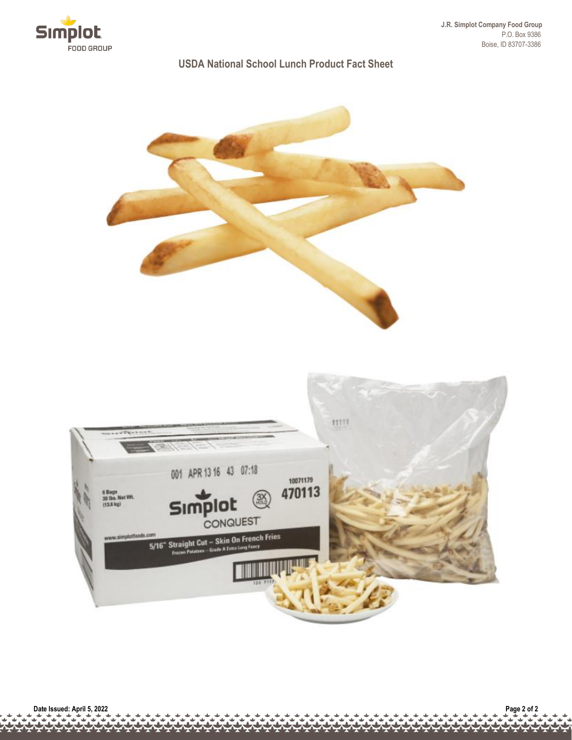# USDA National School Lunch Product Fact Sheet

Date Issued: April 5, 2022